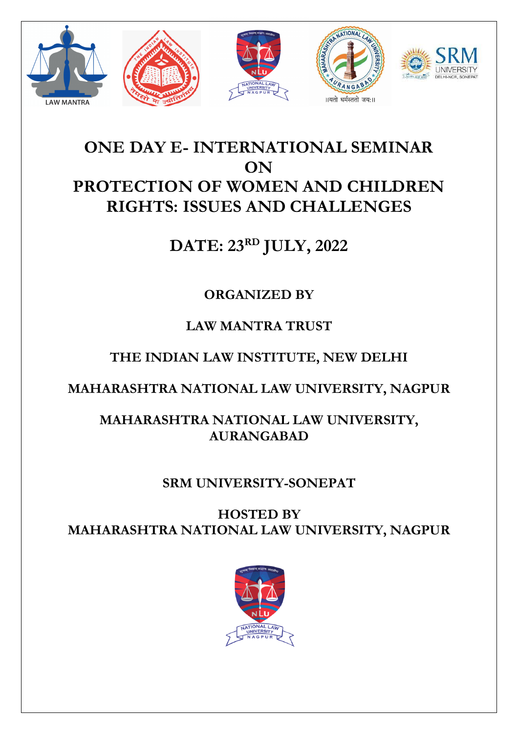# ONE DAY E- INTERNATIONAL SEMINAR ON PROTECTION OF WOMEN AND CHILDREN RIGHTS: ISSUES AND CHALLENGES

## DATE: 23RD JULY, 2022

**ORGANIZED BY**

**LAW MANTRA TRUST**

**THE INDIAN LAW INSTITUTE, NEW DELHI**

**MAHARASHTRA NATIONAL LAW UNIVERSITY, NAGPUR**

**MAHARASHTRA NATIONAL LAW UNIVERSITY, AURANGABAD**

**SRM UNIVERSITY-SONEPAT**

**HOSTED BY**
**MAHARASHTRA NATIONAL LAW UNIVERSITY, NAGPUR**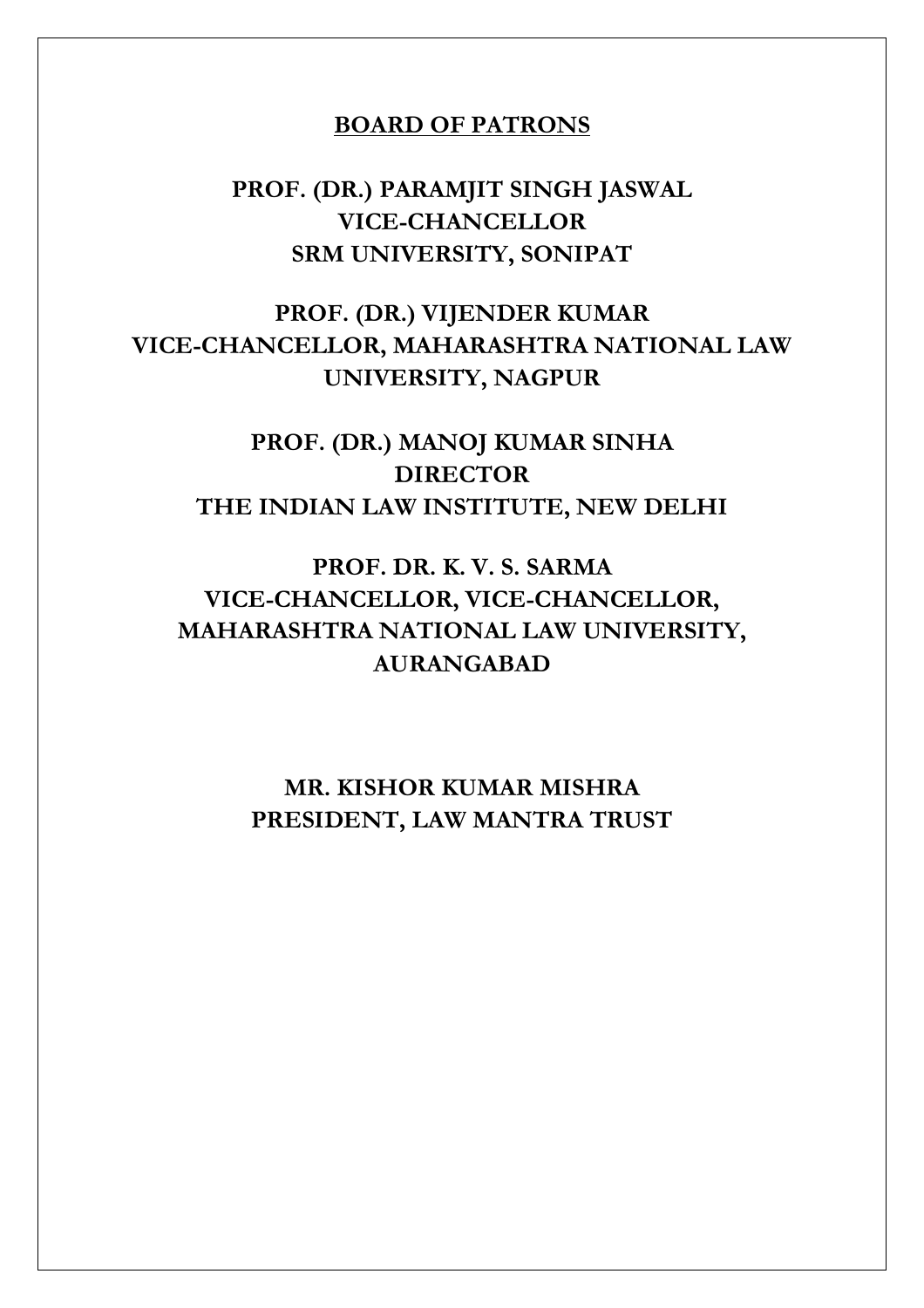## BOARD OF PATRONS

**PROF. (DR.) PARAMJIT SINGH JASWAL**
**VICE-CHANCELLOR**
**SRM UNIVERSITY, SONIPAT**

**PROF. (DR.) VIJENDER KUMAR**
**VICE-CHANCELLOR, MAHARASHTRA NATIONAL LAW UNIVERSITY, NAGPUR**

**PROF. (DR.) MANOJ KUMAR SINHA**
**DIRECTOR**
**THE INDIAN LAW INSTITUTE, NEW DELHI**

**PROF. DR. K. V. S. SARMA**
**VICE-CHANCELLOR, VICE-CHANCELLOR, MAHARASHTRA NATIONAL LAW UNIVERSITY, AURANGABAD**

**MR. KISHOR KUMAR MISHRA**
**PRESIDENT, LAW MANTRA TRUST**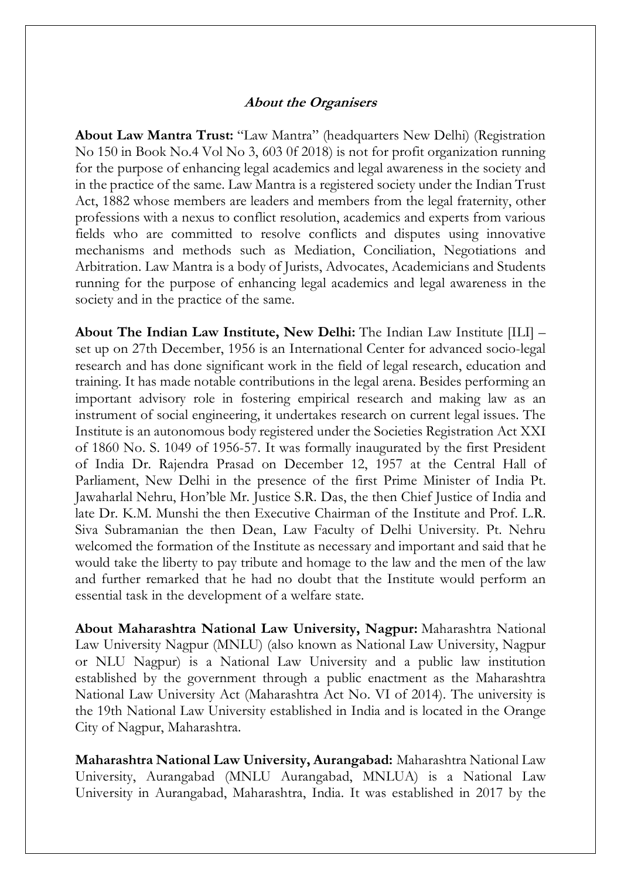### ***About the Organisers***

**About Law Mantra Trust:** "Law Mantra" (headquarters New Delhi) (Registration No 150 in Book No.4 Vol No 3, 603 0f 2018) is not for profit organization running for the purpose of enhancing legal academics and legal awareness in the society and in the practice of the same. Law Mantra is a registered society under the Indian Trust Act, 1882 whose members are leaders and members from the legal fraternity, other professions with a nexus to conflict resolution, academics and experts from various fields who are committed to resolve conflicts and disputes using innovative mechanisms and methods such as Mediation, Conciliation, Negotiations and Arbitration. Law Mantra is a body of Jurists, Advocates, Academicians and Students running for the purpose of enhancing legal academics and legal awareness in the society and in the practice of the same.

**About The Indian Law Institute, New Delhi:** The Indian Law Institute [ILI] – set up on 27th December, 1956 is an International Center for advanced socio-legal research and has done significant work in the field of legal research, education and training. It has made notable contributions in the legal arena. Besides performing an important advisory role in fostering empirical research and making law as an instrument of social engineering, it undertakes research on current legal issues. The Institute is an autonomous body registered under the Societies Registration Act XXI of 1860 No. S. 1049 of 1956-57. It was formally inaugurated by the first President of India Dr. Rajendra Prasad on December 12, 1957 at the Central Hall of Parliament, New Delhi in the presence of the first Prime Minister of India Pt. Jawaharlal Nehru, Hon'ble Mr. Justice S.R. Das, the then Chief Justice of India and late Dr. K.M. Munshi the then Executive Chairman of the Institute and Prof. L.R. Siva Subramanian the then Dean, Law Faculty of Delhi University. Pt. Nehru welcomed the formation of the Institute as necessary and important and said that he would take the liberty to pay tribute and homage to the law and the men of the law and further remarked that he had no doubt that the Institute would perform an essential task in the development of a welfare state.

**About Maharashtra National Law University, Nagpur:** Maharashtra National Law University Nagpur (MNLU) (also known as National Law University, Nagpur or NLU Nagpur) is a National Law University and a public law institution established by the government through a public enactment as the Maharashtra National Law University Act (Maharashtra Act No. VI of 2014). The university is the 19th National Law University established in India and is located in the Orange City of Nagpur, Maharashtra.

**Maharashtra National Law University, Aurangabad:** Maharashtra National Law University, Aurangabad (MNLU Aurangabad, MNLUA) is a National Law University in Aurangabad, Maharashtra, India. It was established in 2017 by the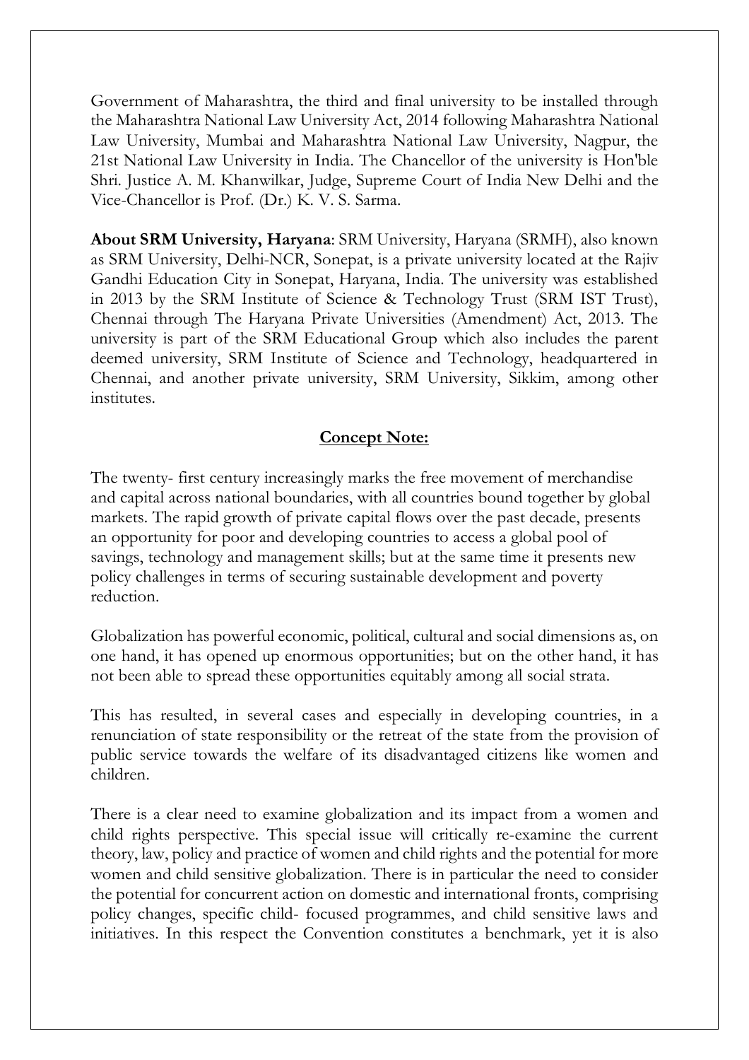Government of Maharashtra, the third and final university to be installed through the Maharashtra National Law University Act, 2014 following Maharashtra National Law University, Mumbai and Maharashtra National Law University, Nagpur, the 21st National Law University in India. The Chancellor of the university is Hon'ble Shri. Justice A. M. Khanwilkar, Judge, Supreme Court of India New Delhi and the Vice-Chancellor is Prof. (Dr.) K. V. S. Sarma.

**About SRM University, Haryana**: SRM University, Haryana (SRMH), also known as SRM University, Delhi-NCR, Sonepat, is a private university located at the Rajiv Gandhi Education City in Sonepat, Haryana, India. The university was established in 2013 by the SRM Institute of Science & Technology Trust (SRM IST Trust), Chennai through The Haryana Private Universities (Amendment) Act, 2013. The university is part of the SRM Educational Group which also includes the parent deemed university, SRM Institute of Science and Technology, headquartered in Chennai, and another private university, SRM University, Sikkim, among other institutes.

## Concept Note:

The twenty- first century increasingly marks the free movement of merchandise and capital across national boundaries, with all countries bound together by global markets. The rapid growth of private capital flows over the past decade, presents an opportunity for poor and developing countries to access a global pool of savings, technology and management skills; but at the same time it presents new policy challenges in terms of securing sustainable development and poverty reduction.

Globalization has powerful economic, political, cultural and social dimensions as, on one hand, it has opened up enormous opportunities; but on the other hand, it has not been able to spread these opportunities equitably among all social strata.

This has resulted, in several cases and especially in developing countries, in a renunciation of state responsibility or the retreat of the state from the provision of public service towards the welfare of its disadvantaged citizens like women and children.

There is a clear need to examine globalization and its impact from a women and child rights perspective. This special issue will critically re-examine the current theory, law, policy and practice of women and child rights and the potential for more women and child sensitive globalization. There is in particular the need to consider the potential for concurrent action on domestic and international fronts, comprising policy changes, specific child- focused programmes, and child sensitive laws and initiatives. In this respect the Convention constitutes a benchmark, yet it is also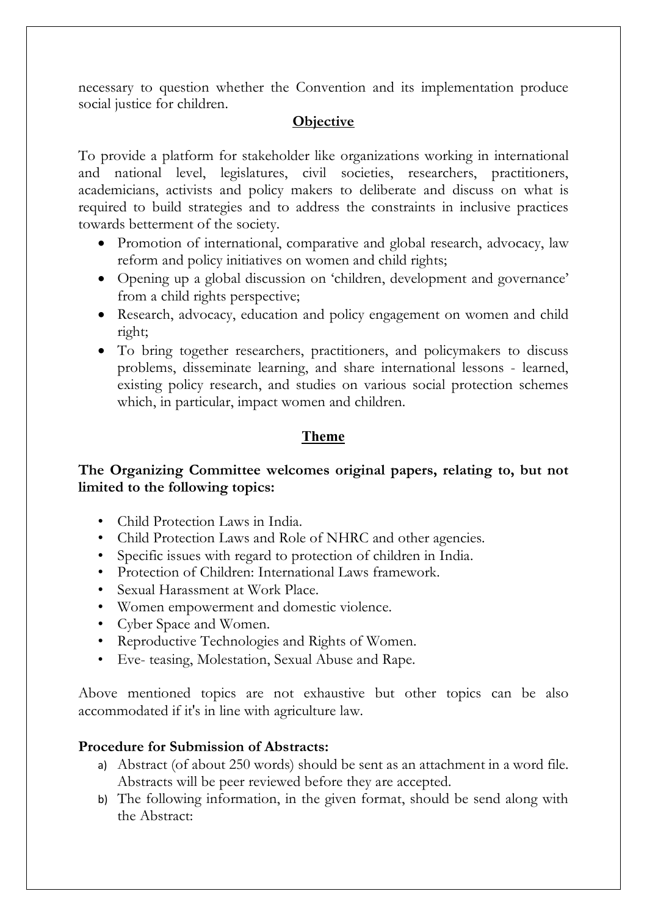necessary to question whether the Convention and its implementation produce social justice for children.

## Objective

To provide a platform for stakeholder like organizations working in international and national level, legislatures, civil societies, researchers, practitioners, academicians, activists and policy makers to deliberate and discuss on what is required to build strategies and to address the constraints in inclusive practices towards betterment of the society.

- Promotion of international, comparative and global research, advocacy, law reform and policy initiatives on women and child rights;
- Opening up a global discussion on 'children, development and governance' from a child rights perspective;
- Research, advocacy, education and policy engagement on women and child right;
- To bring together researchers, practitioners, and policymakers to discuss problems, disseminate learning, and share international lessons - learned, existing policy research, and studies on various social protection schemes which, in particular, impact women and children.

## Theme

**The Organizing Committee welcomes original papers, relating to, but not limited to the following topics:**

- Child Protection Laws in India.
- Child Protection Laws and Role of NHRC and other agencies.
- Specific issues with regard to protection of children in India.
- Protection of Children: International Laws framework.
- Sexual Harassment at Work Place.
- Women empowerment and domestic violence.
- Cyber Space and Women.
- Reproductive Technologies and Rights of Women.
- Eve- teasing, Molestation, Sexual Abuse and Rape.

Above mentioned topics are not exhaustive but other topics can be also accommodated if it's in line with agriculture law.

**Procedure for Submission of Abstracts:**

a) Abstract (of about 250 words) should be sent as an attachment in a word file. Abstracts will be peer reviewed before they are accepted.
b) The following information, in the given format, should be send along with the Abstract: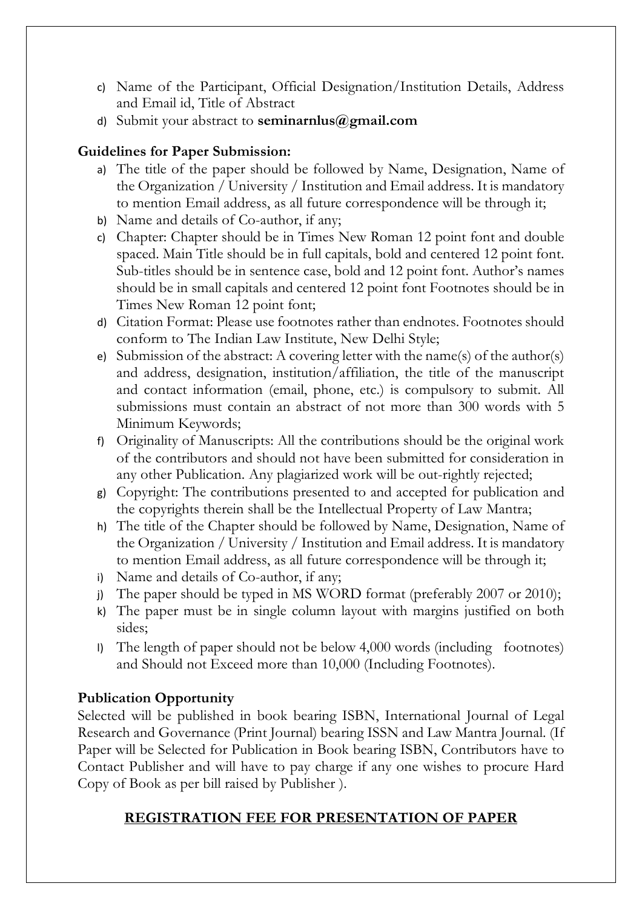c) Name of the Participant, Official Designation/Institution Details, Address and Email id, Title of Abstract
d) Submit your abstract to **seminarnlus@gmail.com**

**Guidelines for Paper Submission:**

a) The title of the paper should be followed by Name, Designation, Name of the Organization / University / Institution and Email address. It is mandatory to mention Email address, as all future correspondence will be through it;
b) Name and details of Co-author, if any;
c) Chapter: Chapter should be in Times New Roman 12 point font and double spaced. Main Title should be in full capitals, bold and centered 12 point font. Sub-titles should be in sentence case, bold and 12 point font. Author's names should be in small capitals and centered 12 point font Footnotes should be in Times New Roman 12 point font;
d) Citation Format: Please use footnotes rather than endnotes. Footnotes should conform to The Indian Law Institute, New Delhi Style;
e) Submission of the abstract: A covering letter with the name(s) of the author(s) and address, designation, institution/affiliation, the title of the manuscript and contact information (email, phone, etc.) is compulsory to submit. All submissions must contain an abstract of not more than 300 words with 5 Minimum Keywords;
f) Originality of Manuscripts: All the contributions should be the original work of the contributors and should not have been submitted for consideration in any other Publication. Any plagiarized work will be out-rightly rejected;
g) Copyright: The contributions presented to and accepted for publication and the copyrights therein shall be the Intellectual Property of Law Mantra;
h) The title of the Chapter should be followed by Name, Designation, Name of the Organization / University / Institution and Email address. It is mandatory to mention Email address, as all future correspondence will be through it;
i) Name and details of Co-author, if any;
j) The paper should be typed in MS WORD format (preferably 2007 or 2010);
k) The paper must be in single column layout with margins justified on both sides;
l) The length of paper should not be below 4,000 words (including footnotes) and Should not Exceed more than 10,000 (Including Footnotes).

**Publication Opportunity**

Selected will be published in book bearing ISBN, International Journal of Legal Research and Governance (Print Journal) bearing ISSN and Law Mantra Journal. (If Paper will be Selected for Publication in Book bearing ISBN, Contributors have to Contact Publisher and will have to pay charge if any one wishes to procure Hard Copy of Book as per bill raised by Publisher ).

**<u>REGISTRATION FEE FOR PRESENTATION OF PAPER</u>**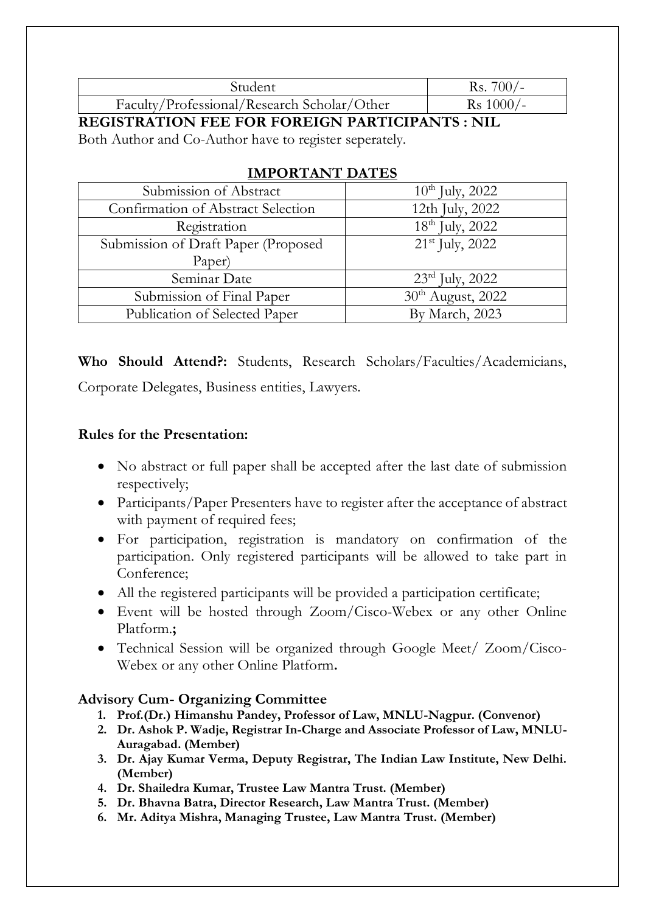| Student | Rs. 700/- |
|---|---|
| Faculty/Professional/Research Scholar/Other | Rs 1000/- |

**REGISTRATION FEE FOR FOREIGN PARTICIPANTS : NIL**

Both Author and Co-Author have to register seperately.

## IMPORTANT DATES

| Submission of Abstract | 10th July, 2022 |
|---|---|
| Confirmation of Abstract Selection | 12th July, 2022 |
| Registration | 18th July, 2022 |
| Submission of Draft Paper (Proposed Paper) | 21st July, 2022 |
| Seminar Date | 23rd July, 2022 |
| Submission of Final Paper | 30th August, 2022 |
| Publication of Selected Paper | By March, 2023 |

**Who Should Attend?:** Students, Research Scholars/Faculties/Academicians, Corporate Delegates, Business entities, Lawyers.

**Rules for the Presentation:**

- No abstract or full paper shall be accepted after the last date of submission respectively;
- Participants/Paper Presenters have to register after the acceptance of abstract with payment of required fees;
- For participation, registration is mandatory on confirmation of the participation. Only registered participants will be allowed to take part in Conference;
- All the registered participants will be provided a participation certificate;
- Event will be hosted through Zoom/Cisco-Webex or any other Online Platform.**;**
- Technical Session will be organized through Google Meet/ Zoom/Cisco-Webex or any other Online Platform**.**

**Advisory Cum- Organizing Committee**

1. **Prof.(Dr.) Himanshu Pandey, Professor of Law, MNLU-Nagpur. (Convenor)**
2. **Dr. Ashok P. Wadje, Registrar In-Charge and Associate Professor of Law, MNLU-Auragabad. (Member)**
3. **Dr. Ajay Kumar Verma, Deputy Registrar, The Indian Law Institute, New Delhi. (Member)**
4. **Dr. Shailedra Kumar, Trustee Law Mantra Trust. (Member)**
5. **Dr. Bhavna Batra, Director Research, Law Mantra Trust. (Member)**
6. **Mr. Aditya Mishra, Managing Trustee, Law Mantra Trust. (Member)**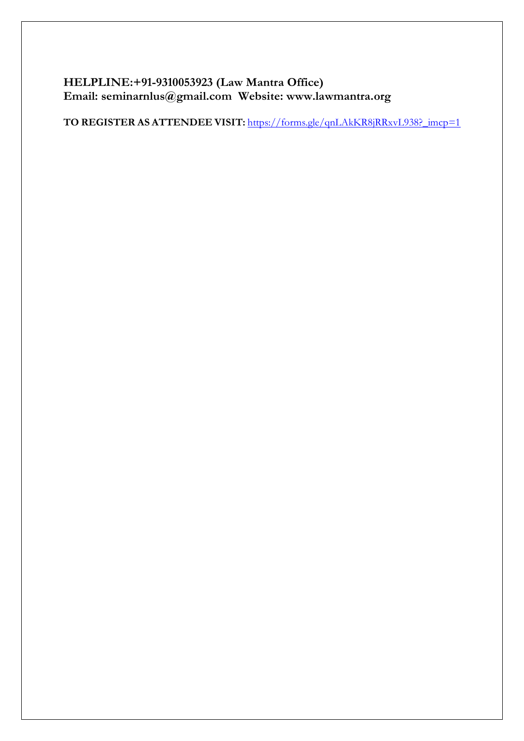**HELPLINE:+91-9310053923 (Law Mantra Office)**
**Email: seminarnlus@gmail.com Website: www.lawmantra.org**

**TO REGISTER AS ATTENDEE VISIT:** https://forms.gle/qnLAkKR8jRRxvL938?_imcp=1